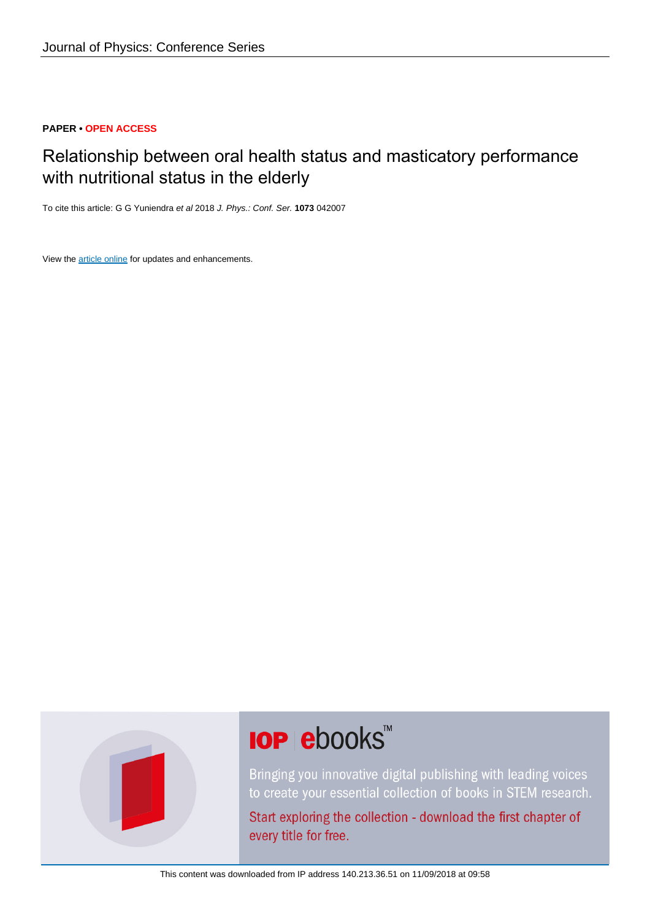**PAPER • OPEN ACCESS**

# Relationship between oral health status and masticatory performance with nutritional status in the elderly

To cite this article: G G Yuniendra *et al* 2018 *J. Phys.: Conf. Ser.* **1073** 042007

View the article online for updates and enhancements.

This content was downloaded from IP address 140.213.36.51 on 11/09/2018 at 09:58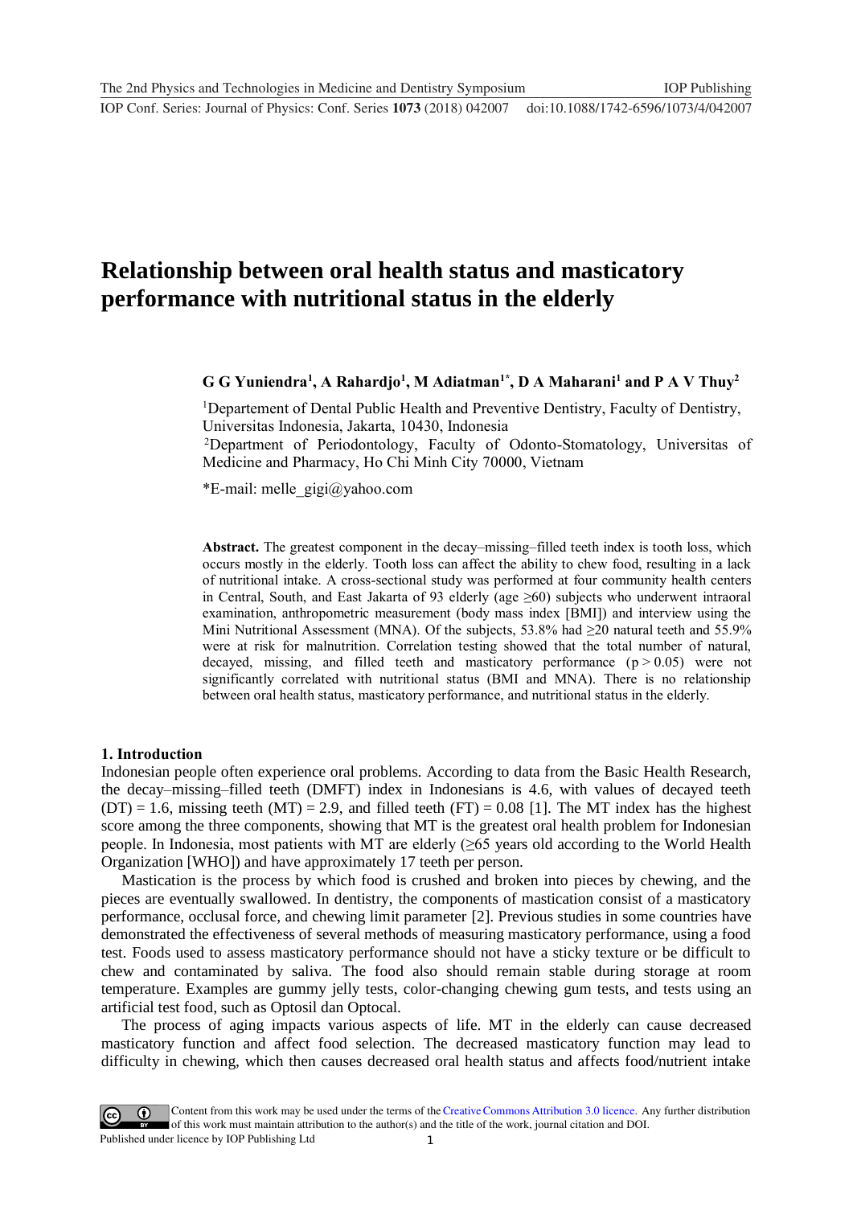# Relationship between oral health status and masticatory performance with nutritional status in the elderly

**G G Yuniendra[1], A Rahardjo[1], M Adiatman[1*], D A Maharani[1] and P A V Thuy[2]**

[1]Departement of Dental Public Health and Preventive Dentistry, Faculty of Dentistry, Universitas Indonesia, Jakarta, 10430, Indonesia

[2]Department of Periodontology, Faculty of Odonto-Stomatology, Universitas of Medicine and Pharmacy, Ho Chi Minh City 70000, Vietnam

*E-mail: melle_gigi@yahoo.com

**Abstract.** The greatest component in the decay–missing–filled teeth index is tooth loss, which occurs mostly in the elderly. Tooth loss can affect the ability to chew food, resulting in a lack of nutritional intake. A cross-sectional study was performed at four community health centers in Central, South, and East Jakarta of 93 elderly (age ≥60) subjects who underwent intraoral examination, anthropometric measurement (body mass index [BMI]) and interview using the Mini Nutritional Assessment (MNA). Of the subjects, 53.8% had ≥20 natural teeth and 55.9% were at risk for malnutrition. Correlation testing showed that the total number of natural, decayed, missing, and filled teeth and masticatory performance ($p > 0.05$) were not significantly correlated with nutritional status (BMI and MNA). There is no relationship between oral health status, masticatory performance, and nutritional status in the elderly.

## 1. Introduction

Indonesian people often experience oral problems. According to data from the Basic Health Research, the decay–missing–filled teeth (DMFT) index in Indonesians is 4.6, with values of decayed teeth (DT) = 1.6, missing teeth (MT) = 2.9, and filled teeth (FT) = 0.08 [1]. The MT index has the highest score among the three components, showing that MT is the greatest oral health problem for Indonesian people. In Indonesia, most patients with MT are elderly (≥65 years old according to the World Health Organization [WHO]) and have approximately 17 teeth per person.

Mastication is the process by which food is crushed and broken into pieces by chewing, and the pieces are eventually swallowed. In dentistry, the components of mastication consist of a masticatory performance, occlusal force, and chewing limit parameter [2]. Previous studies in some countries have demonstrated the effectiveness of several methods of measuring masticatory performance, using a food test. Foods used to assess masticatory performance should not have a sticky texture or be difficult to chew and contaminated by saliva. The food also should remain stable during storage at room temperature. Examples are gummy jelly tests, color-changing chewing gum tests, and tests using an artificial test food, such as Optosil dan Optocal.

The process of aging impacts various aspects of life. MT in the elderly can cause decreased masticatory function and affect food selection. The decreased masticatory function may lead to difficulty in chewing, which then causes decreased oral health status and affects food/nutrient intake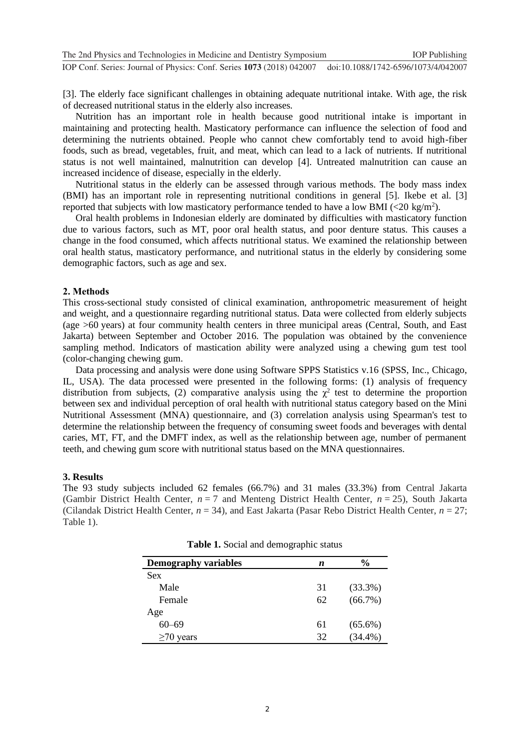[3]. The elderly face significant challenges in obtaining adequate nutritional intake. With age, the risk of decreased nutritional status in the elderly also increases.

Nutrition has an important role in health because good nutritional intake is important in maintaining and protecting health. Masticatory performance can influence the selection of food and determining the nutrients obtained. People who cannot chew comfortably tend to avoid high-fiber foods, such as bread, vegetables, fruit, and meat, which can lead to a lack of nutrients. If nutritional status is not well maintained, malnutrition can develop [4]. Untreated malnutrition can cause an increased incidence of disease, especially in the elderly.

Nutritional status in the elderly can be assessed through various methods. The body mass index (BMI) has an important role in representing nutritional conditions in general [5]. Ikebe et al. [3] reported that subjects with low masticatory performance tended to have a low BMI (<20 kg/m$^2$).

Oral health problems in Indonesian elderly are dominated by difficulties with masticatory function due to various factors, such as MT, poor oral health status, and poor denture status. This causes a change in the food consumed, which affects nutritional status. We examined the relationship between oral health status, masticatory performance, and nutritional status in the elderly by considering some demographic factors, such as age and sex.

## 2. Methods

This cross-sectional study consisted of clinical examination, anthropometric measurement of height and weight, and a questionnaire regarding nutritional status. Data were collected from elderly subjects (age >60 years) at four community health centers in three municipal areas (Central, South, and East Jakarta) between September and October 2016. The population was obtained by the convenience sampling method. Indicators of mastication ability were analyzed using a chewing gum test tool (color-changing chewing gum.

Data processing and analysis were done using Software SPPS Statistics v.16 (SPSS, Inc., Chicago, IL, USA). The data processed were presented in the following forms: (1) analysis of frequency distribution from subjects, (2) comparative analysis using the $\chi^2$ test to determine the proportion between sex and individual perception of oral health with nutritional status category based on the Mini Nutritional Assessment (MNA) questionnaire, and (3) correlation analysis using Spearman's test to determine the relationship between the frequency of consuming sweet foods and beverages with dental caries, MT, FT, and the DMFT index, as well as the relationship between age, number of permanent teeth, and chewing gum score with nutritional status based on the MNA questionnaires.

## 3. Results

The 93 study subjects included 62 females (66.7%) and 31 males (33.3%) from Central Jakarta (Gambir District Health Center, $n = 7$ and Menteng District Health Center, $n = 25$), South Jakarta (Cilandak District Health Center, $n = 34$), and East Jakarta (Pasar Rebo District Health Center, $n = 27$; Table 1).

**Table 1.** Social and demographic status

| Demography variables | *n* | % |
|---|---|---|
| Sex | | |
| Male | 31 | (33.3%) |
| Female | 62 | (66.7%) |
| Age | | |
| 60–69 | 61 | (65.6%) |
| ≥70 years | 32 | (34.4%) |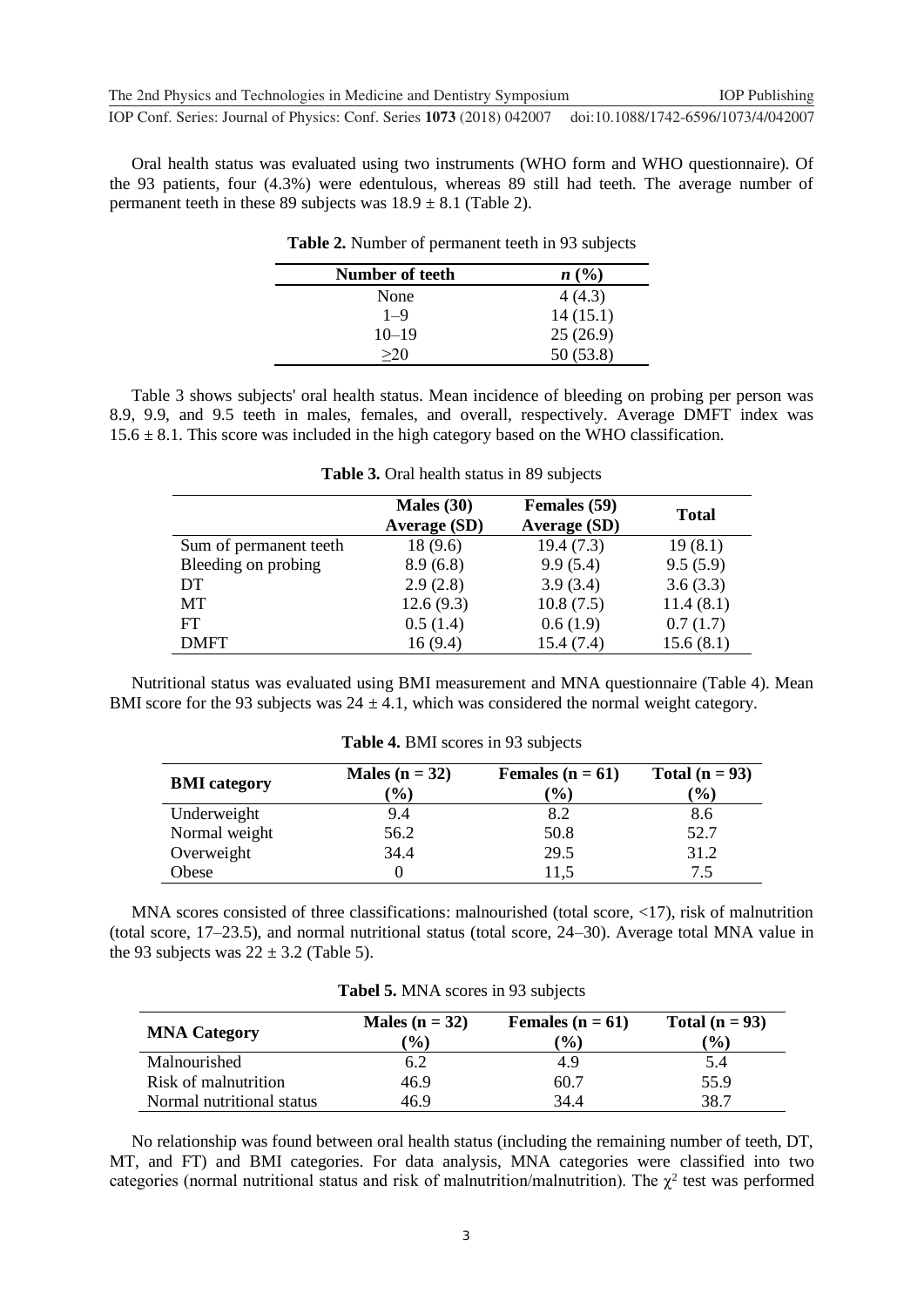Oral health status was evaluated using two instruments (WHO form and WHO questionnaire). Of the 93 patients, four (4.3%) were edentulous, whereas 89 still had teeth. The average number of permanent teeth in these 89 subjects was 18.9 ± 8.1 (Table 2).

**Table 2.** Number of permanent teeth in 93 subjects

| Number of teeth | *n* (%) |
| --- | --- |
| None | 4 (4.3) |
| 1–9 | 14 (15.1) |
| 10–19 | 25 (26.9) |
| ≥20 | 50 (53.8) |

Table 3 shows subjects' oral health status. Mean incidence of bleeding on probing per person was 8.9, 9.9, and 9.5 teeth in males, females, and overall, respectively. Average DMFT index was 15.6 ± 8.1. This score was included in the high category based on the WHO classification.

**Table 3.** Oral health status in 89 subjects

| | Males (30) Average (SD) | Females (59) Average (SD) | Total |
| --- | --- | --- | --- |
| Sum of permanent teeth | 18 (9.6) | 19.4 (7.3) | 19 (8.1) |
| Bleeding on probing | 8.9 (6.8) | 9.9 (5.4) | 9.5 (5.9) |
| DT | 2.9 (2.8) | 3.9 (3.4) | 3.6 (3.3) |
| MT | 12.6 (9.3) | 10.8 (7.5) | 11.4 (8.1) |
| FT | 0.5 (1.4) | 0.6 (1.9) | 0.7 (1.7) |
| DMFT | 16 (9.4) | 15.4 (7.4) | 15.6 (8.1) |

Nutritional status was evaluated using BMI measurement and MNA questionnaire (Table 4). Mean BMI score for the 93 subjects was 24 ± 4.1, which was considered the normal weight category.

**Table 4.** BMI scores in 93 subjects

| BMI category | Males (n = 32) (%) | Females (n = 61) (%) | Total (n = 93) (%) |
| --- | --- | --- | --- |
| Underweight | 9.4 | 8.2 | 8.6 |
| Normal weight | 56.2 | 50.8 | 52.7 |
| Overweight | 34.4 | 29.5 | 31.2 |
| Obese | 0 | 11,5 | 7.5 |

MNA scores consisted of three classifications: malnourished (total score, <17), risk of malnutrition (total score, 17–23.5), and normal nutritional status (total score, 24–30). Average total MNA value in the 93 subjects was 22 ± 3.2 (Table 5).

**Tabel 5.** MNA scores in 93 subjects

| MNA Category | Males (n = 32) (%) | Females (n = 61) (%) | Total (n = 93) (%) |
| --- | --- | --- | --- |
| Malnourished | 6.2 | 4.9 | 5.4 |
| Risk of malnutrition | 46.9 | 60.7 | 55.9 |
| Normal nutritional status | 46.9 | 34.4 | 38.7 |

No relationship was found between oral health status (including the remaining number of teeth, DT, MT, and FT) and BMI categories. For data analysis, MNA categories were classified into two categories (normal nutritional status and risk of malnutrition/malnutrition). The $\chi^2$ test was performed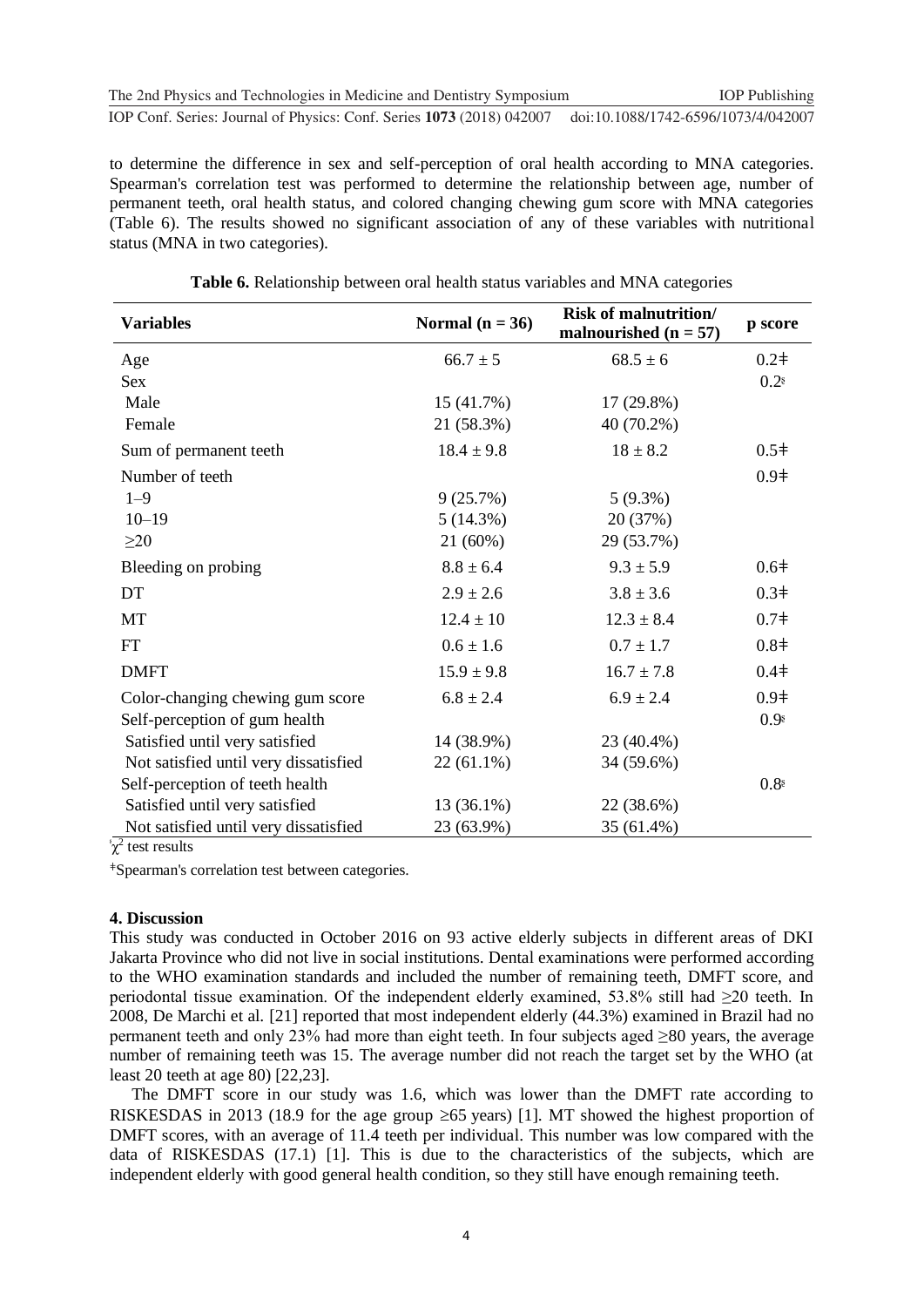to determine the difference in sex and self-perception of oral health according to MNA categories. Spearman's correlation test was performed to determine the relationship between age, number of permanent teeth, oral health status, and colored changing chewing gum score with MNA categories (Table 6). The results showed no significant association of any of these variables with nutritional status (MNA in two categories).

**Table 6.** Relationship between oral health status variables and MNA categories

| Variables | Normal (n = 36) | Risk of malnutrition/ malnourished (n = 57) | p score |
|---|---|---|---|
| Age | 66.7 ± 5 | 68.5 ± 6 | 0.2ǂ |
| Sex | | | 0.2§ |
| Male | 15 (41.7%) | 17 (29.8%) | |
| Female | 21 (58.3%) | 40 (70.2%) | |
| Sum of permanent teeth | 18.4 ± 9.8 | 18 ± 8.2 | 0.5ǂ |
| Number of teeth | | | 0.9ǂ |
| 1–9 | 9 (25.7%) | 5 (9.3%) | |
| 10–19 | 5 (14.3%) | 20 (37%) | |
| ≥20 | 21 (60%) | 29 (53.7%) | |
| Bleeding on probing | 8.8 ± 6.4 | 9.3 ± 5.9 | 0.6ǂ |
| DT | 2.9 ± 2.6 | 3.8 ± 3.6 | 0.3ǂ |
| MT | 12.4 ± 10 | 12.3 ± 8.4 | 0.7ǂ |
| FT | 0.6 ± 1.6 | 0.7 ± 1.7 | 0.8ǂ |
| DMFT | 15.9 ± 9.8 | 16.7 ± 7.8 | 0.4ǂ |
| Color-changing chewing gum score | 6.8 ± 2.4 | 6.9 ± 2.4 | 0.9ǂ |
| Self-perception of gum health | | | 0.9§ |
| Satisfied until very satisfied | 14 (38.9%) | 23 (40.4%) | |
| Not satisfied until very dissatisfied | 22 (61.1%) | 34 (59.6%) | |
| Self-perception of teeth health | | | 0.8§ |
| Satisfied until very satisfied | 13 (36.1%) | 22 (38.6%) | |
| Not satisfied until very dissatisfied | 23 (63.9%) | 35 (61.4%) | |

§ $\chi^2$ test results

ǂ Spearman's correlation test between categories.

## 4. Discussion

This study was conducted in October 2016 on 93 active elderly subjects in different areas of DKI Jakarta Province who did not live in social institutions. Dental examinations were performed according to the WHO examination standards and included the number of remaining teeth, DMFT score, and periodontal tissue examination. Of the independent elderly examined, 53.8% still had ≥20 teeth. In 2008, De Marchi et al. [21] reported that most independent elderly (44.3%) examined in Brazil had no permanent teeth and only 23% had more than eight teeth. In four subjects aged ≥80 years, the average number of remaining teeth was 15. The average number did not reach the target set by the WHO (at least 20 teeth at age 80) [22,23].

The DMFT score in our study was 1.6, which was lower than the DMFT rate according to RISKESDAS in 2013 (18.9 for the age group ≥65 years) [1]. MT showed the highest proportion of DMFT scores, with an average of 11.4 teeth per individual. This number was low compared with the data of RISKESDAS (17.1) [1]. This is due to the characteristics of the subjects, which are independent elderly with good general health condition, so they still have enough remaining teeth.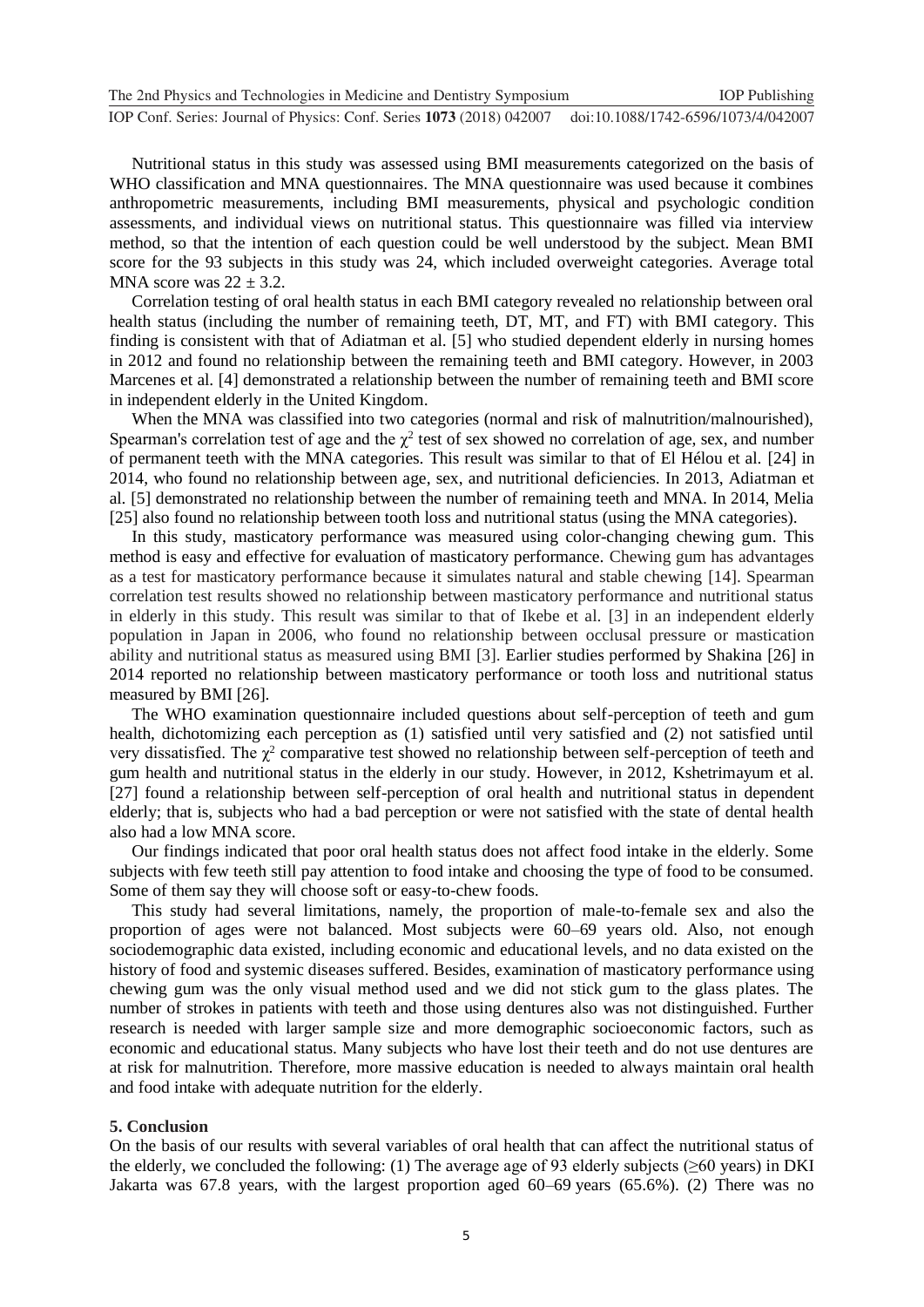Nutritional status in this study was assessed using BMI measurements categorized on the basis of WHO classification and MNA questionnaires. The MNA questionnaire was used because it combines anthropometric measurements, including BMI measurements, physical and psychologic condition assessments, and individual views on nutritional status. This questionnaire was filled via interview method, so that the intention of each question could be well understood by the subject. Mean BMI score for the 93 subjects in this study was 24, which included overweight categories. Average total MNA score was $22 \pm 3.2$.

Correlation testing of oral health status in each BMI category revealed no relationship between oral health status (including the number of remaining teeth, DT, MT, and FT) with BMI category. This finding is consistent with that of Adiatman et al. [5] who studied dependent elderly in nursing homes in 2012 and found no relationship between the remaining teeth and BMI category. However, in 2003 Marcenes et al. [4] demonstrated a relationship between the number of remaining teeth and BMI score in independent elderly in the United Kingdom.

When the MNA was classified into two categories (normal and risk of malnutrition/malnourished), Spearman's correlation test of age and the $\chi^2$ test of sex showed no correlation of age, sex, and number of permanent teeth with the MNA categories. This result was similar to that of El Hélou et al. [24] in 2014, who found no relationship between age, sex, and nutritional deficiencies. In 2013, Adiatman et al. [5] demonstrated no relationship between the number of remaining teeth and MNA. In 2014, Melia [25] also found no relationship between tooth loss and nutritional status (using the MNA categories).

In this study, masticatory performance was measured using color-changing chewing gum. This method is easy and effective for evaluation of masticatory performance. Chewing gum has advantages as a test for masticatory performance because it simulates natural and stable chewing [14]. Spearman correlation test results showed no relationship between masticatory performance and nutritional status in elderly in this study. This result was similar to that of Ikebe et al. [3] in an independent elderly population in Japan in 2006, who found no relationship between occlusal pressure or mastication ability and nutritional status as measured using BMI [3]. Earlier studies performed by Shakina [26] in 2014 reported no relationship between masticatory performance or tooth loss and nutritional status measured by BMI [26].

The WHO examination questionnaire included questions about self-perception of teeth and gum health, dichotomizing each perception as (1) satisfied until very satisfied and (2) not satisfied until very dissatisfied. The $\chi^2$ comparative test showed no relationship between self-perception of teeth and gum health and nutritional status in the elderly in our study. However, in 2012, Kshetrimayum et al. [27] found a relationship between self-perception of oral health and nutritional status in dependent elderly; that is, subjects who had a bad perception or were not satisfied with the state of dental health also had a low MNA score.

Our findings indicated that poor oral health status does not affect food intake in the elderly. Some subjects with few teeth still pay attention to food intake and choosing the type of food to be consumed. Some of them say they will choose soft or easy-to-chew foods.

This study had several limitations, namely, the proportion of male-to-female sex and also the proportion of ages were not balanced. Most subjects were 60–69 years old. Also, not enough sociodemographic data existed, including economic and educational levels, and no data existed on the history of food and systemic diseases suffered. Besides, examination of masticatory performance using chewing gum was the only visual method used and we did not stick gum to the glass plates. The number of strokes in patients with teeth and those using dentures also was not distinguished. Further research is needed with larger sample size and more demographic socioeconomic factors, such as economic and educational status. Many subjects who have lost their teeth and do not use dentures are at risk for malnutrition. Therefore, more massive education is needed to always maintain oral health and food intake with adequate nutrition for the elderly.

## 5. Conclusion

On the basis of our results with several variables of oral health that can affect the nutritional status of the elderly, we concluded the following: (1) The average age of 93 elderly subjects (≥60 years) in DKI Jakarta was 67.8 years, with the largest proportion aged 60–69 years (65.6%). (2) There was no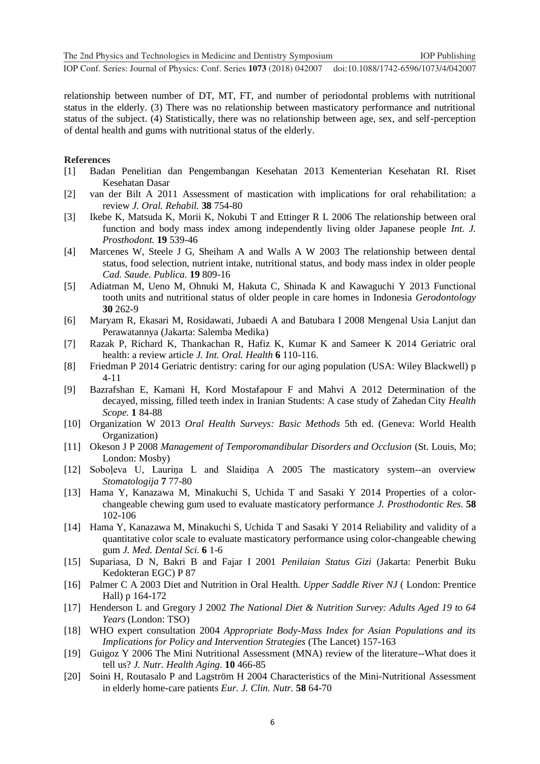relationship between number of DT, MT, FT, and number of periodontal problems with nutritional status in the elderly. (3) There was no relationship between masticatory performance and nutritional status of the subject. (4) Statistically, there was no relationship between age, sex, and self-perception of dental health and gums with nutritional status of the elderly.

**References**

[1] Badan Penelitian dan Pengembangan Kesehatan 2013 Kementerian Kesehatan RI. Riset Kesehatan Dasar

[2] van der Bilt A 2011 Assessment of mastication with implications for oral rehabilitation: a review *J. Oral. Rehabil.* **38** 754-80

[3] Ikebe K, Matsuda K, Morii K, Nokubi T and Ettinger R L 2006 The relationship between oral function and body mass index among independently living older Japanese people *Int. J. Prosthodont.* **19** 539-46

[4] Marcenes W, Steele J G, Sheiham A and Walls A W 2003 The relationship between dental status, food selection, nutrient intake, nutritional status, and body mass index in older people *Cad. Saude. Publica.* **19** 809-16

[5] Adiatman M, Ueno M, Ohnuki M, Hakuta C, Shinada K and Kawaguchi Y 2013 Functional tooth units and nutritional status of older people in care homes in Indonesia *Gerodontology* **30** 262-9

[6] Maryam R, Ekasari M, Rosidawati, Jubaedi A and Batubara I 2008 Mengenal Usia Lanjut dan Perawatannya (Jakarta: Salemba Medika)

[7] Razak P, Richard K, Thankachan R, Hafiz K, Kumar K and Sameer K 2014 Geriatric oral health: a review article *J. Int. Oral. Health* **6** 110-116.

[8] Friedman P 2014 Geriatric dentistry: caring for our aging population (USA: Wiley Blackwell) p 4-11

[9] Bazrafshan E, Kamani H, Kord Mostafapour F and Mahvi A 2012 Determination of the decayed, missing, filled teeth index in Iranian Students: A case study of Zahedan City *Health Scope.* **1** 84-88

[10] Organization W 2013 *Oral Health Surveys: Basic Methods* 5th ed. (Geneva: World Health Organization)

[11] Okeson J P 2008 *Management of Temporomandibular Disorders and Occlusion* (St. Louis, Mo; London: Mosby)

[12] Soboļeva U, Lauriņa L and Slaidiņa A 2005 The masticatory system--an overview *Stomatologija* **7** 77-80

[13] Hama Y, Kanazawa M, Minakuchi S, Uchida T and Sasaki Y 2014 Properties of a color-changeable chewing gum used to evaluate masticatory performance *J. Prosthodontic Res.* **58** 102-106

[14] Hama Y, Kanazawa M, Minakuchi S, Uchida T and Sasaki Y 2014 Reliability and validity of a quantitative color scale to evaluate masticatory performance using color-changeable chewing gum *J. Med. Dental Sci.* **6** 1-6

[15] Supariasa, D N, Bakri B and Fajar I 2001 *Penilaian Status Gizi* (Jakarta: Penerbit Buku Kedokteran EGC) P 87

[16] Palmer C A 2003 Diet and Nutrition in Oral Health. *Upper Saddle River NJ* ( London: Prentice Hall) p 164-172

[17] Henderson L and Gregory J 2002 *The National Diet & Nutrition Survey: Adults Aged 19 to 64 Years* (London: TSO)

[18] WHO expert consultation 2004 *Appropriate Body-Mass Index for Asian Populations and its Implications for Policy and Intervention Strategies* (The Lancet) 157-163

[19] Guigoz Y 2006 The Mini Nutritional Assessment (MNA) review of the literature--What does it tell us? *J. Nutr. Health Aging.* **10** 466-85

[20] Soini H, Routasalo P and Lagström H 2004 Characteristics of the Mini-Nutritional Assessment in elderly home-care patients *Eur. J. Clin. Nutr.* **58** 64-70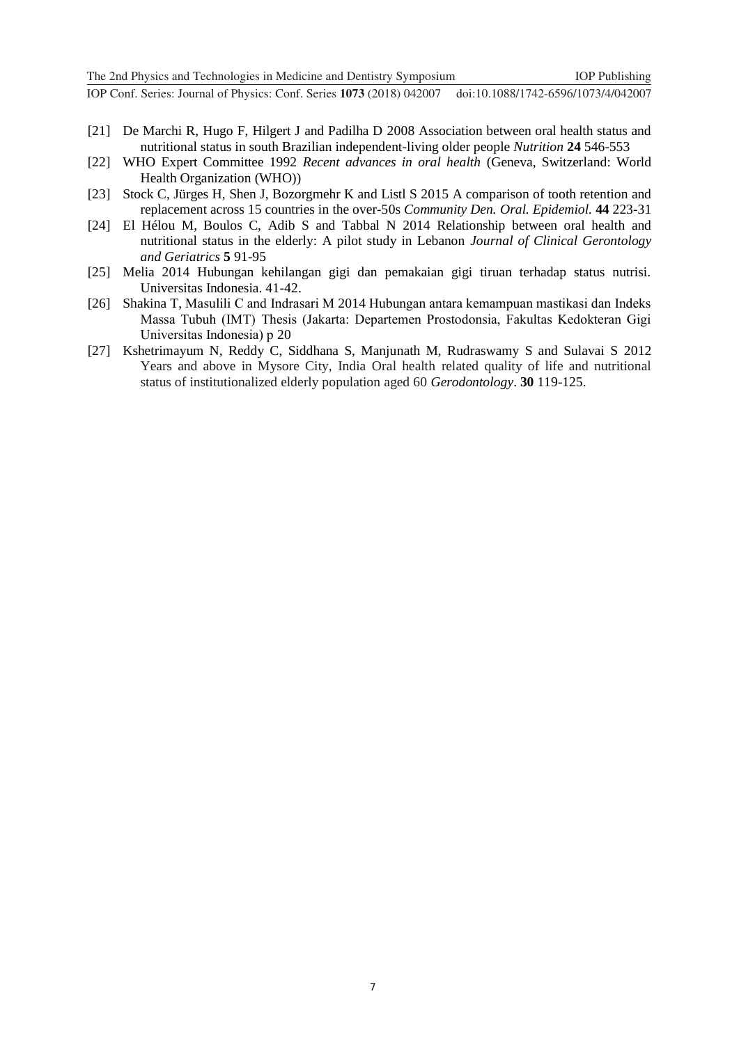[21] De Marchi R, Hugo F, Hilgert J and Padilha D 2008 Association between oral health status and nutritional status in south Brazilian independent-living older people *Nutrition* **24** 546-553

[22] WHO Expert Committee 1992 *Recent advances in oral health* (Geneva, Switzerland: World Health Organization (WHO))

[23] Stock C, Jürges H, Shen J, Bozorgmehr K and Listl S 2015 A comparison of tooth retention and replacement across 15 countries in the over-50s *Community Den. Oral. Epidemiol.* **44** 223-31

[24] El Hélou M, Boulos C, Adib S and Tabbal N 2014 Relationship between oral health and nutritional status in the elderly: A pilot study in Lebanon *Journal of Clinical Gerontology and Geriatrics* **5** 91-95

[25] Melia 2014 Hubungan kehilangan gigi dan pemakaian gigi tiruan terhadap status nutrisi. Universitas Indonesia. 41-42.

[26] Shakina T, Masulili C and Indrasari M 2014 Hubungan antara kemampuan mastikasi dan Indeks Massa Tubuh (IMT) Thesis (Jakarta: Departemen Prostodonsia, Fakultas Kedokteran Gigi Universitas Indonesia) p 20

[27] Kshetrimayum N, Reddy C, Siddhana S, Manjunath M, Rudraswamy S and Sulavai S 2012 Years and above in Mysore City, India Oral health related quality of life and nutritional status of institutionalized elderly population aged 60 *Gerodontology*. **30** 119-125.